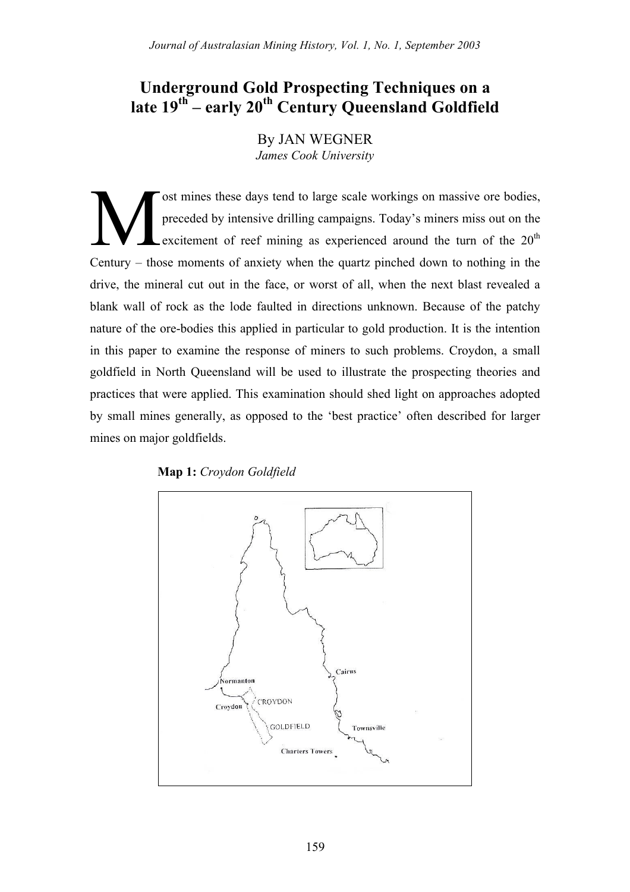# Underground Gold Prospecting Techniques on a late 19th – early 20th Century Queensland Goldfield

By JAN WEGNER
*James Cook University*

Most mines these days tend to large scale workings on massive ore bodies, preceded by intensive drilling campaigns. Today's miners miss out on the excitement of reef mining as experienced around the turn of the 20th Century – those moments of anxiety when the quartz pinched down to nothing in the drive, the mineral cut out in the face, or worst of all, when the next blast revealed a blank wall of rock as the lode faulted in directions unknown. Because of the patchy nature of the ore-bodies this applied in particular to gold production. It is the intention in this paper to examine the response of miners to such problems. Croydon, a small goldfield in North Queensland will be used to illustrate the prospecting theories and practices that were applied. This examination should shed light on approaches adopted by small mines generally, as opposed to the 'best practice' often described for larger mines on major goldfields.

**Map 1:** *Croydon Goldfield*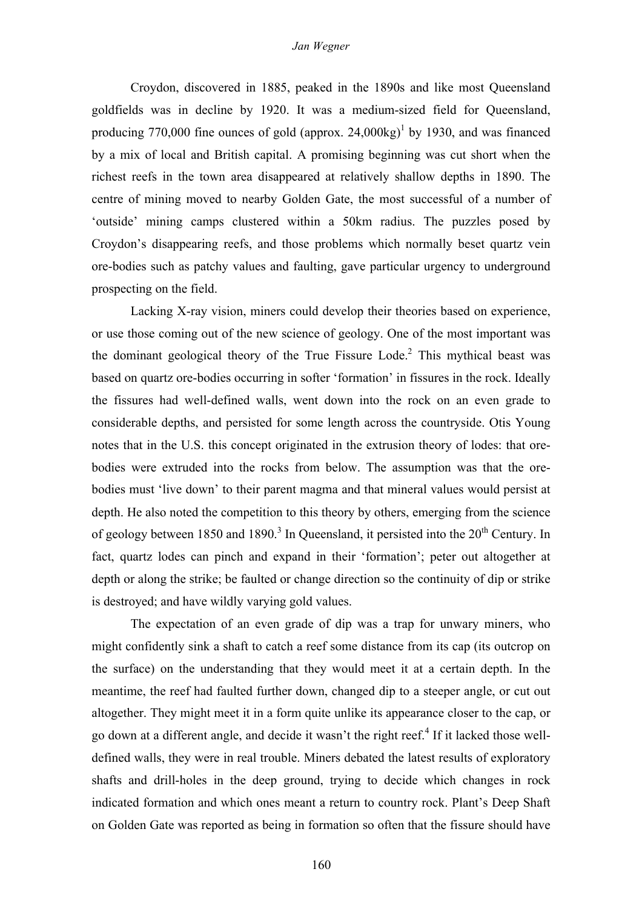Croydon, discovered in 1885, peaked in the 1890s and like most Queensland goldfields was in decline by 1920. It was a medium-sized field for Queensland, producing 770,000 fine ounces of gold (approx. 24,000kg)[1] by 1930, and was financed by a mix of local and British capital. A promising beginning was cut short when the richest reefs in the town area disappeared at relatively shallow depths in 1890. The centre of mining moved to nearby Golden Gate, the most successful of a number of 'outside' mining camps clustered within a 50km radius. The puzzles posed by Croydon's disappearing reefs, and those problems which normally beset quartz vein ore-bodies such as patchy values and faulting, gave particular urgency to underground prospecting on the field.

Lacking X-ray vision, miners could develop their theories based on experience, or use those coming out of the new science of geology. One of the most important was the dominant geological theory of the True Fissure Lode.[2] This mythical beast was based on quartz ore-bodies occurring in softer 'formation' in fissures in the rock. Ideally the fissures had well-defined walls, went down into the rock on an even grade to considerable depths, and persisted for some length across the countryside. Otis Young notes that in the U.S. this concept originated in the extrusion theory of lodes: that ore-bodies were extruded into the rocks from below. The assumption was that the ore-bodies must 'live down' to their parent magma and that mineral values would persist at depth. He also noted the competition to this theory by others, emerging from the science of geology between 1850 and 1890.[3] In Queensland, it persisted into the 20th Century. In fact, quartz lodes can pinch and expand in their 'formation'; peter out altogether at depth or along the strike; be faulted or change direction so the continuity of dip or strike is destroyed; and have wildly varying gold values.

The expectation of an even grade of dip was a trap for unwary miners, who might confidently sink a shaft to catch a reef some distance from its cap (its outcrop on the surface) on the understanding that they would meet it at a certain depth. In the meantime, the reef had faulted further down, changed dip to a steeper angle, or cut out altogether. They might meet it in a form quite unlike its appearance closer to the cap, or go down at a different angle, and decide it wasn't the right reef.[4] If it lacked those well-defined walls, they were in real trouble. Miners debated the latest results of exploratory shafts and drill-holes in the deep ground, trying to decide which changes in rock indicated formation and which ones meant a return to country rock. Plant's Deep Shaft on Golden Gate was reported as being in formation so often that the fissure should have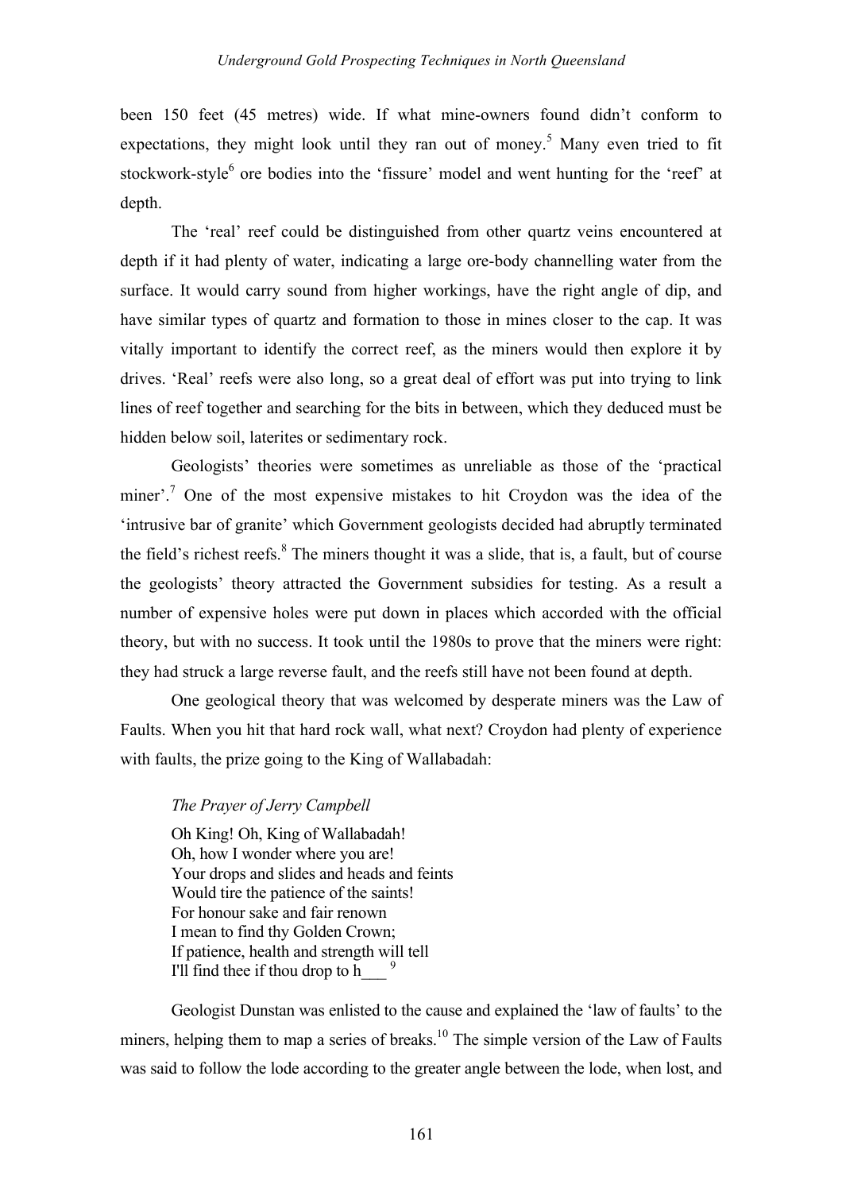been 150 feet (45 metres) wide. If what mine-owners found didn't conform to expectations, they might look until they ran out of money.[5] Many even tried to fit stockwork-style[6] ore bodies into the 'fissure' model and went hunting for the 'reef' at depth.

The 'real' reef could be distinguished from other quartz veins encountered at depth if it had plenty of water, indicating a large ore-body channelling water from the surface. It would carry sound from higher workings, have the right angle of dip, and have similar types of quartz and formation to those in mines closer to the cap. It was vitally important to identify the correct reef, as the miners would then explore it by drives. 'Real' reefs were also long, so a great deal of effort was put into trying to link lines of reef together and searching for the bits in between, which they deduced must be hidden below soil, laterites or sedimentary rock.

Geologists' theories were sometimes as unreliable as those of the 'practical miner'.[7] One of the most expensive mistakes to hit Croydon was the idea of the 'intrusive bar of granite' which Government geologists decided had abruptly terminated the field's richest reefs.[8] The miners thought it was a slide, that is, a fault, but of course the geologists' theory attracted the Government subsidies for testing. As a result a number of expensive holes were put down in places which accorded with the official theory, but with no success. It took until the 1980s to prove that the miners were right: they had struck a large reverse fault, and the reefs still have not been found at depth.

One geological theory that was welcomed by desperate miners was the Law of Faults. When you hit that hard rock wall, what next? Croydon had plenty of experience with faults, the prize going to the King of Wallabadah:

> *The Prayer of Jerry Campbell*
>
> Oh King! Oh, King of Wallabadah!
> Oh, how I wonder where you are!
> Your drops and slides and heads and feints
> Would tire the patience of the saints!
> For honour sake and fair renown
> I mean to find thy Golden Crown;
> If patience, health and strength will tell
> I'll find thee if thou drop to h___ [9]

Geologist Dunstan was enlisted to the cause and explained the 'law of faults' to the miners, helping them to map a series of breaks.[10] The simple version of the Law of Faults was said to follow the lode according to the greater angle between the lode, when lost, and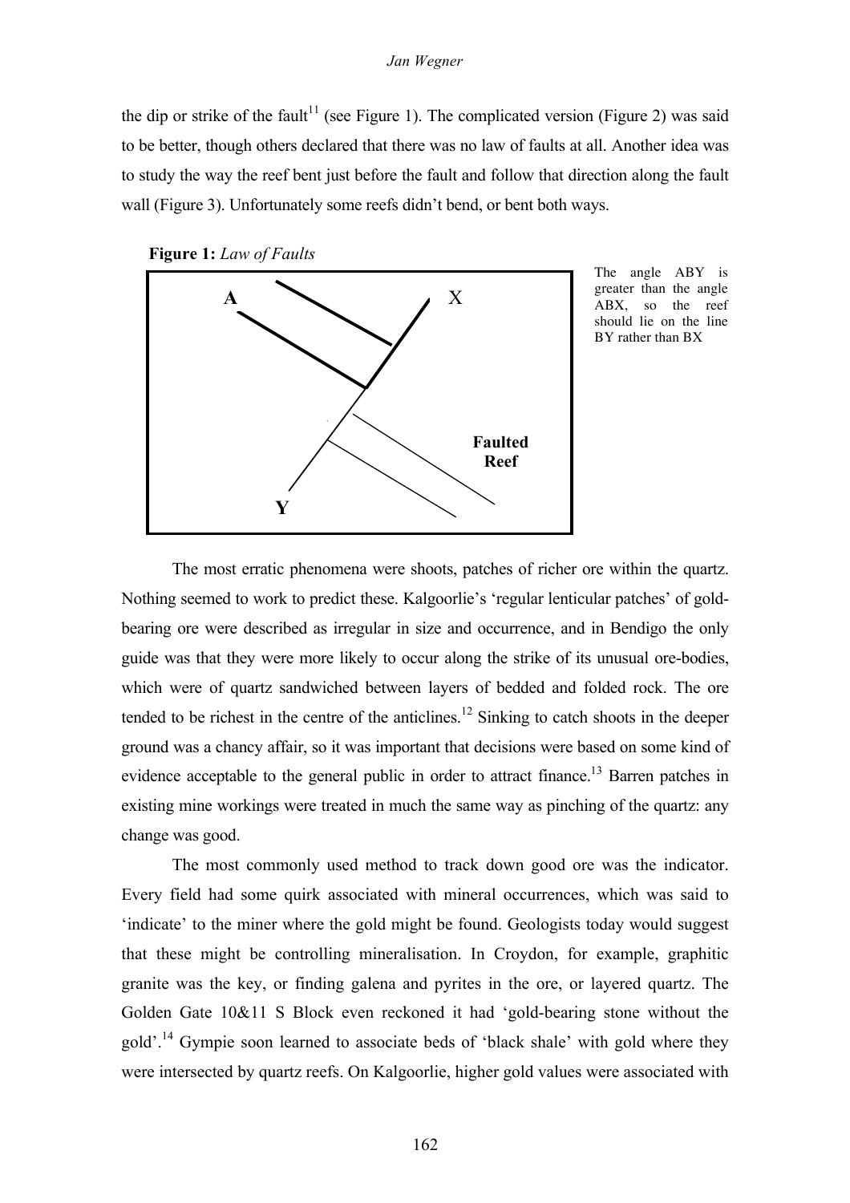the dip or strike of the fault[11] (see Figure 1). The complicated version (Figure 2) was said to be better, though others declared that there was no law of faults at all. Another idea was to study the way the reef bent just before the fault and follow that direction along the fault wall (Figure 3). Unfortunately some reefs didn't bend, or bent both ways.

**Figure 1:** *Law of Faults*

The angle ABY is greater than the angle ABX, so the reef should lie on the line BY rather than BX

The most erratic phenomena were shoots, patches of richer ore within the quartz. Nothing seemed to work to predict these. Kalgoorlie's 'regular lenticular patches' of gold-bearing ore were described as irregular in size and occurrence, and in Bendigo the only guide was that they were more likely to occur along the strike of its unusual ore-bodies, which were of quartz sandwiched between layers of bedded and folded rock. The ore tended to be richest in the centre of the anticlines.[12] Sinking to catch shoots in the deeper ground was a chancy affair, so it was important that decisions were based on some kind of evidence acceptable to the general public in order to attract finance.[13] Barren patches in existing mine workings were treated in much the same way as pinching of the quartz: any change was good.

The most commonly used method to track down good ore was the indicator. Every field had some quirk associated with mineral occurrences, which was said to 'indicate' to the miner where the gold might be found. Geologists today would suggest that these might be controlling mineralisation. In Croydon, for example, graphitic granite was the key, or finding galena and pyrites in the ore, or layered quartz. The Golden Gate 10&11 S Block even reckoned it had 'gold-bearing stone without the gold'.[14] Gympie soon learned to associate beds of 'black shale' with gold where they were intersected by quartz reefs. On Kalgoorlie, higher gold values were associated with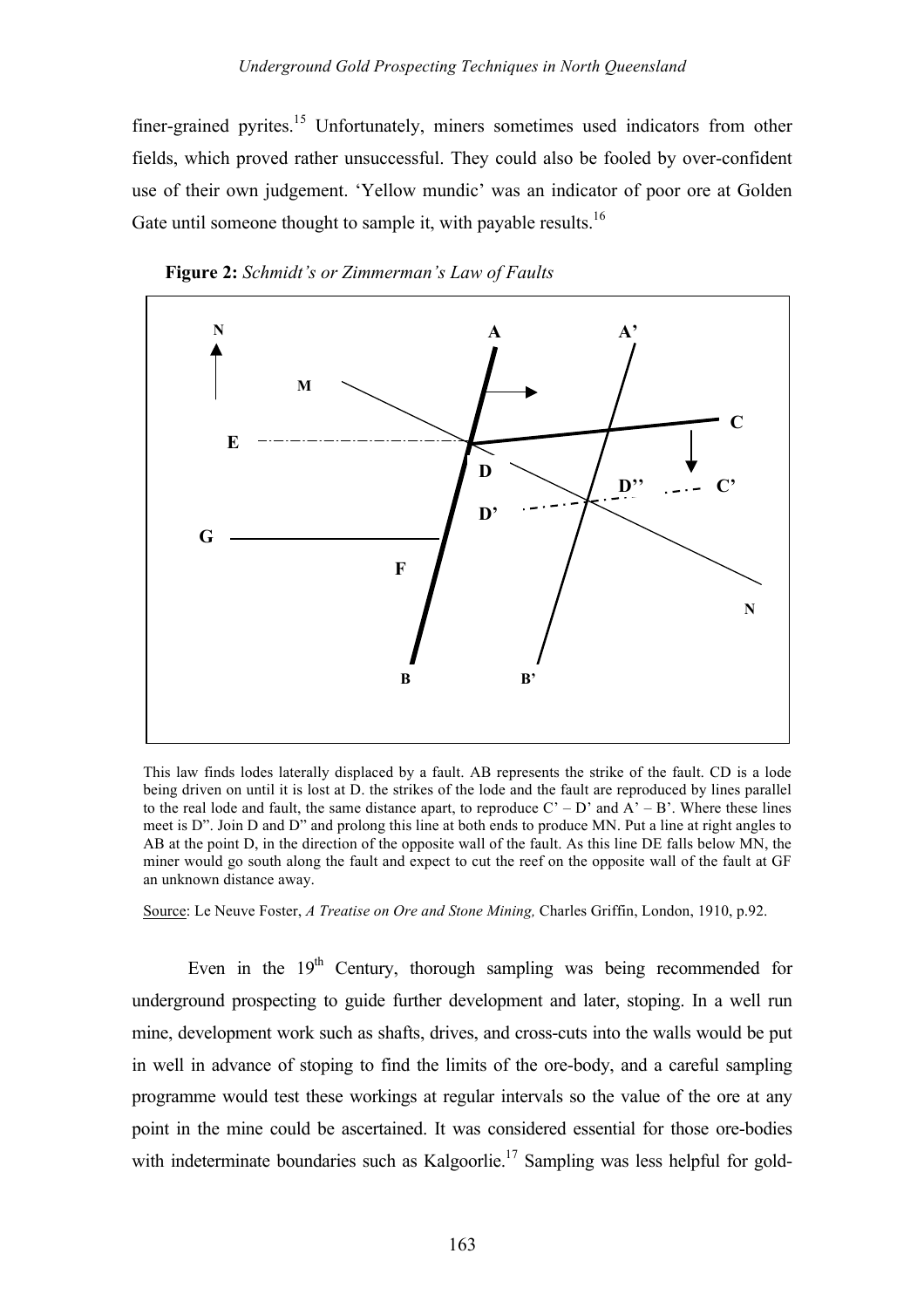finer-grained pyrites.[15] Unfortunately, miners sometimes used indicators from other fields, which proved rather unsuccessful. They could also be fooled by over-confident use of their own judgement. 'Yellow mundic' was an indicator of poor ore at Golden Gate until someone thought to sample it, with payable results.[16]

**Figure 2:** *Schmidt's or Zimmerman's Law of Faults*

This law finds lodes laterally displaced by a fault. AB represents the strike of the fault. CD is a lode being driven on until it is lost at D. the strikes of the lode and the fault are reproduced by lines parallel to the real lode and fault, the same distance apart, to reproduce C' – D' and A' – B'. Where these lines meet is D". Join D and D" and prolong this line at both ends to produce MN. Put a line at right angles to AB at the point D, in the direction of the opposite wall of the fault. As this line DE falls below MN, the miner would go south along the fault and expect to cut the reef on the opposite wall of the fault at GF an unknown distance away.

Source: Le Neuve Foster, *A Treatise on Ore and Stone Mining,* Charles Griffin, London, 1910, p.92.

Even in the 19th Century, thorough sampling was being recommended for underground prospecting to guide further development and later, stoping. In a well run mine, development work such as shafts, drives, and cross-cuts into the walls would be put in well in advance of stoping to find the limits of the ore-body, and a careful sampling programme would test these workings at regular intervals so the value of the ore at any point in the mine could be ascertained. It was considered essential for those ore-bodies with indeterminate boundaries such as Kalgoorlie.[17] Sampling was less helpful for gold-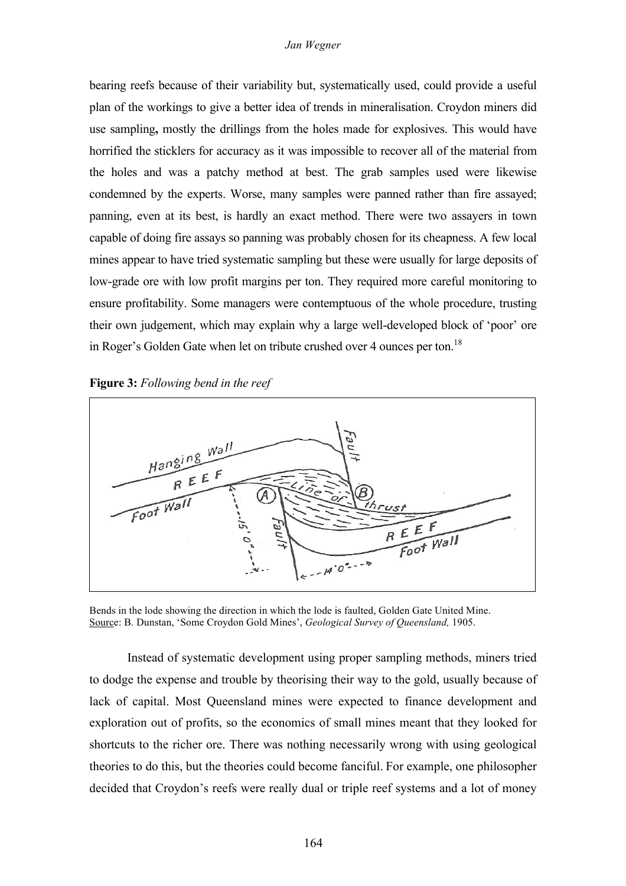bearing reefs because of their variability but, systematically used, could provide a useful plan of the workings to give a better idea of trends in mineralisation. Croydon miners did use sampling**,** mostly the drillings from the holes made for explosives. This would have horrified the sticklers for accuracy as it was impossible to recover all of the material from the holes and was a patchy method at best. The grab samples used were likewise condemned by the experts. Worse, many samples were panned rather than fire assayed; panning, even at its best, is hardly an exact method. There were two assayers in town capable of doing fire assays so panning was probably chosen for its cheapness. A few local mines appear to have tried systematic sampling but these were usually for large deposits of low-grade ore with low profit margins per ton. They required more careful monitoring to ensure profitability. Some managers were contemptuous of the whole procedure, trusting their own judgement, which may explain why a large well-developed block of 'poor' ore in Roger's Golden Gate when let on tribute crushed over 4 ounces per ton.[18]

**Figure 3:** *Following bend in the reef*

Bends in the lode showing the direction in which the lode is faulted, Golden Gate United Mine. Source: B. Dunstan, 'Some Croydon Gold Mines', *Geological Survey of Queensland,* 1905.

Instead of systematic development using proper sampling methods, miners tried to dodge the expense and trouble by theorising their way to the gold, usually because of lack of capital. Most Queensland mines were expected to finance development and exploration out of profits, so the economics of small mines meant that they looked for shortcuts to the richer ore. There was nothing necessarily wrong with using geological theories to do this, but the theories could become fanciful. For example, one philosopher decided that Croydon's reefs were really dual or triple reef systems and a lot of money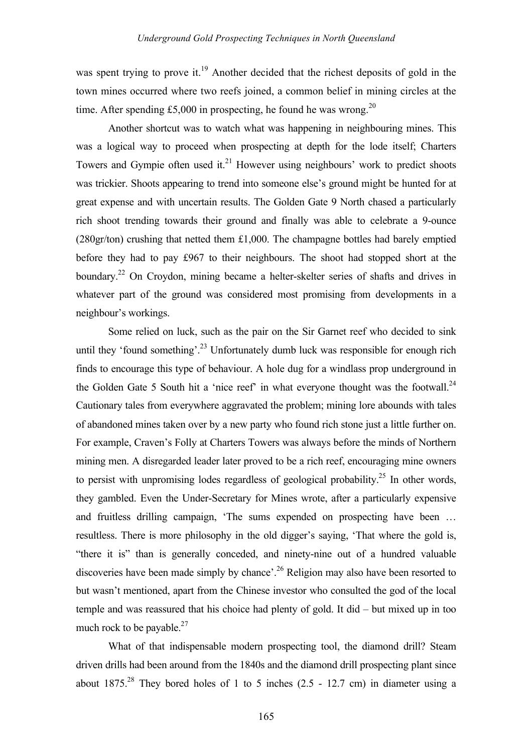was spent trying to prove it.[19] Another decided that the richest deposits of gold in the town mines occurred where two reefs joined, a common belief in mining circles at the time. After spending £5,000 in prospecting, he found he was wrong.[20]

Another shortcut was to watch what was happening in neighbouring mines. This was a logical way to proceed when prospecting at depth for the lode itself; Charters Towers and Gympie often used it.[21] However using neighbours' work to predict shoots was trickier. Shoots appearing to trend into someone else's ground might be hunted for at great expense and with uncertain results. The Golden Gate 9 North chased a particularly rich shoot trending towards their ground and finally was able to celebrate a 9-ounce (280gr/ton) crushing that netted them £1,000. The champagne bottles had barely emptied before they had to pay £967 to their neighbours. The shoot had stopped short at the boundary.[22] On Croydon, mining became a helter-skelter series of shafts and drives in whatever part of the ground was considered most promising from developments in a neighbour's workings.

Some relied on luck, such as the pair on the Sir Garnet reef who decided to sink until they 'found something'.[23] Unfortunately dumb luck was responsible for enough rich finds to encourage this type of behaviour. A hole dug for a windlass prop underground in the Golden Gate 5 South hit a 'nice reef' in what everyone thought was the footwall.[24] Cautionary tales from everywhere aggravated the problem; mining lore abounds with tales of abandoned mines taken over by a new party who found rich stone just a little further on. For example, Craven's Folly at Charters Towers was always before the minds of Northern mining men. A disregarded leader later proved to be a rich reef, encouraging mine owners to persist with unpromising lodes regardless of geological probability.[25] In other words, they gambled. Even the Under-Secretary for Mines wrote, after a particularly expensive and fruitless drilling campaign, 'The sums expended on prospecting have been … resultless. There is more philosophy in the old digger's saying, 'That where the gold is, "there it is" than is generally conceded, and ninety-nine out of a hundred valuable discoveries have been made simply by chance'.[26] Religion may also have been resorted to but wasn't mentioned, apart from the Chinese investor who consulted the god of the local temple and was reassured that his choice had plenty of gold. It did – but mixed up in too much rock to be payable.[27]

What of that indispensable modern prospecting tool, the diamond drill? Steam driven drills had been around from the 1840s and the diamond drill prospecting plant since about 1875.[28] They bored holes of 1 to 5 inches (2.5 - 12.7 cm) in diameter using a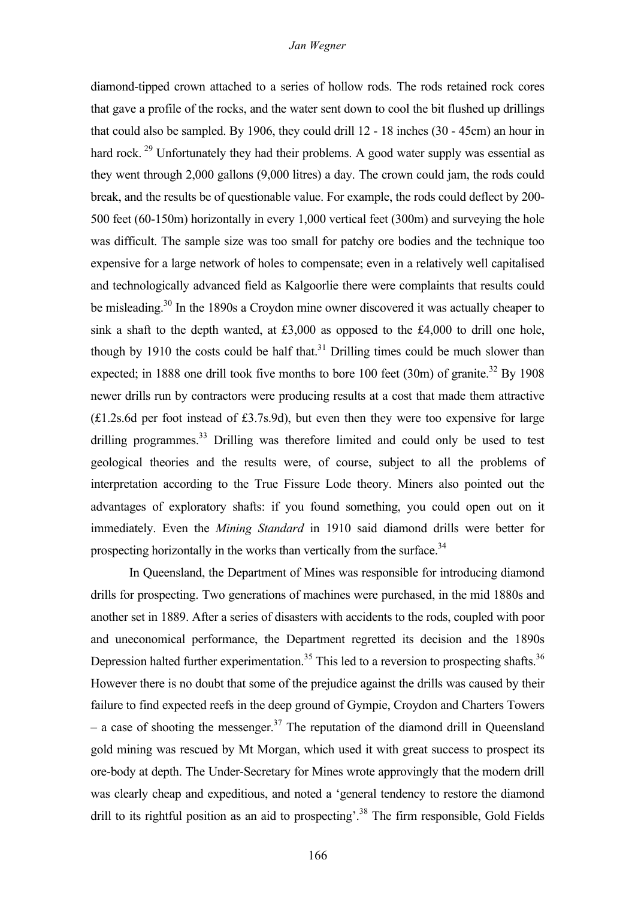diamond-tipped crown attached to a series of hollow rods. The rods retained rock cores that gave a profile of the rocks, and the water sent down to cool the bit flushed up drillings that could also be sampled. By 1906, they could drill 12 - 18 inches (30 - 45cm) an hour in hard rock.[29] Unfortunately they had their problems. A good water supply was essential as they went through 2,000 gallons (9,000 litres) a day. The crown could jam, the rods could break, and the results be of questionable value. For example, the rods could deflect by 200-500 feet (60-150m) horizontally in every 1,000 vertical feet (300m) and surveying the hole was difficult. The sample size was too small for patchy ore bodies and the technique too expensive for a large network of holes to compensate; even in a relatively well capitalised and technologically advanced field as Kalgoorlie there were complaints that results could be misleading.[30] In the 1890s a Croydon mine owner discovered it was actually cheaper to sink a shaft to the depth wanted, at £3,000 as opposed to the £4,000 to drill one hole, though by 1910 the costs could be half that.[31] Drilling times could be much slower than expected; in 1888 one drill took five months to bore 100 feet (30m) of granite.[32] By 1908 newer drills run by contractors were producing results at a cost that made them attractive (£1.2s.6d per foot instead of £3.7s.9d), but even then they were too expensive for large drilling programmes.[33] Drilling was therefore limited and could only be used to test geological theories and the results were, of course, subject to all the problems of interpretation according to the True Fissure Lode theory. Miners also pointed out the advantages of exploratory shafts: if you found something, you could open out on it immediately. Even the *Mining Standard* in 1910 said diamond drills were better for prospecting horizontally in the works than vertically from the surface.[34]

In Queensland, the Department of Mines was responsible for introducing diamond drills for prospecting. Two generations of machines were purchased, in the mid 1880s and another set in 1889. After a series of disasters with accidents to the rods, coupled with poor and uneconomical performance, the Department regretted its decision and the 1890s Depression halted further experimentation.[35] This led to a reversion to prospecting shafts.[36] However there is no doubt that some of the prejudice against the drills was caused by their failure to find expected reefs in the deep ground of Gympie, Croydon and Charters Towers – a case of shooting the messenger.[37] The reputation of the diamond drill in Queensland gold mining was rescued by Mt Morgan, which used it with great success to prospect its ore-body at depth. The Under-Secretary for Mines wrote approvingly that the modern drill was clearly cheap and expeditious, and noted a 'general tendency to restore the diamond drill to its rightful position as an aid to prospecting'.[38] The firm responsible, Gold Fields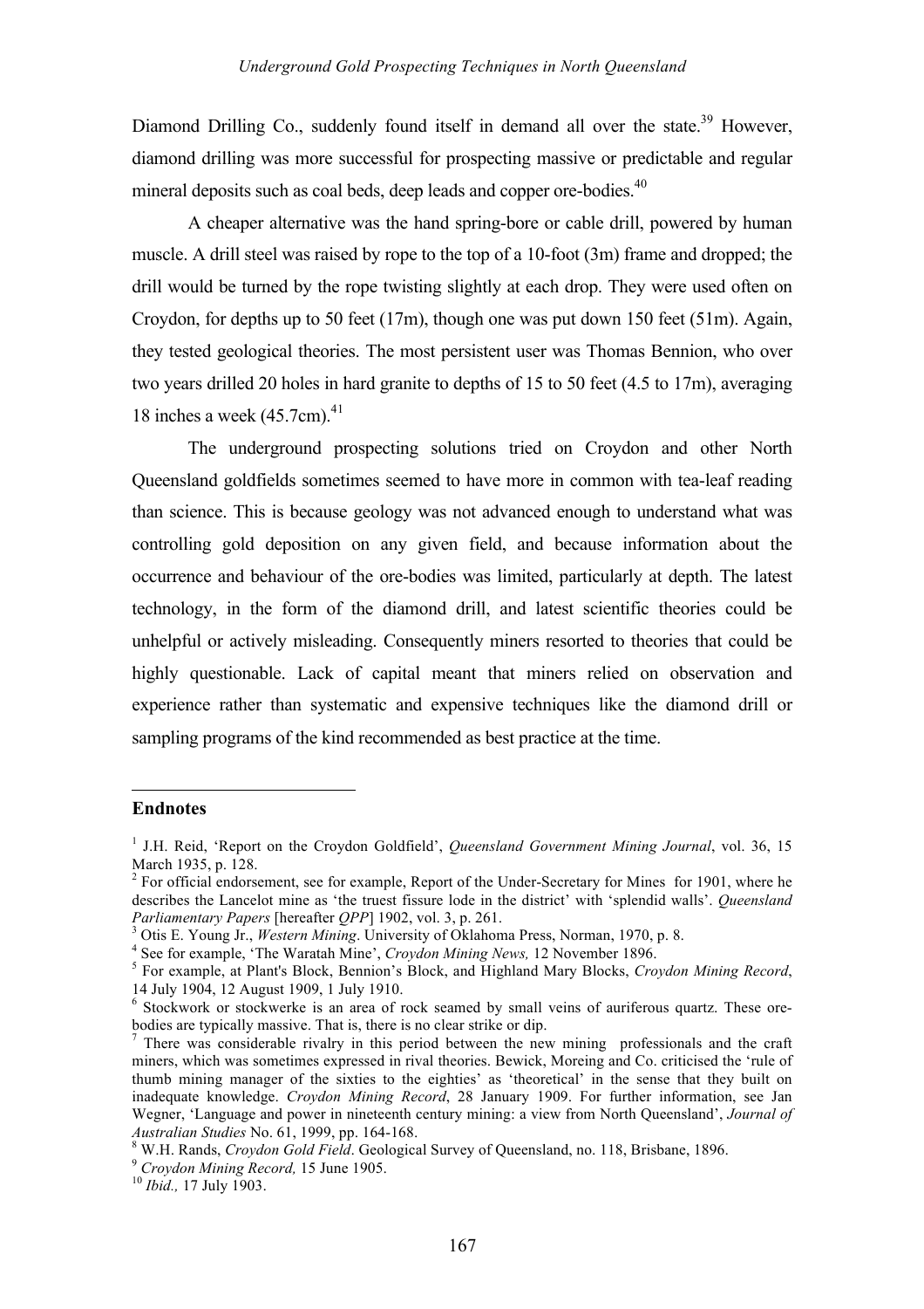Diamond Drilling Co., suddenly found itself in demand all over the state.[39] However, diamond drilling was more successful for prospecting massive or predictable and regular mineral deposits such as coal beds, deep leads and copper ore-bodies.[40]

A cheaper alternative was the hand spring-bore or cable drill, powered by human muscle. A drill steel was raised by rope to the top of a 10-foot (3m) frame and dropped; the drill would be turned by the rope twisting slightly at each drop. They were used often on Croydon, for depths up to 50 feet (17m), though one was put down 150 feet (51m). Again, they tested geological theories. The most persistent user was Thomas Bennion, who over two years drilled 20 holes in hard granite to depths of 15 to 50 feet (4.5 to 17m), averaging 18 inches a week (45.7cm).[41]

The underground prospecting solutions tried on Croydon and other North Queensland goldfields sometimes seemed to have more in common with tea-leaf reading than science. This is because geology was not advanced enough to understand what was controlling gold deposition on any given field, and because information about the occurrence and behaviour of the ore-bodies was limited, particularly at depth. The latest technology, in the form of the diamond drill, and latest scientific theories could be unhelpful or actively misleading. Consequently miners resorted to theories that could be highly questionable. Lack of capital meant that miners relied on observation and experience rather than systematic and expensive techniques like the diamond drill or sampling programs of the kind recommended as best practice at the time.

## Endnotes

1. J.H. Reid, 'Report on the Croydon Goldfield', *Queensland Government Mining Journal*, vol. 36, 15 March 1935, p. 128.
2. For official endorsement, see for example, Report of the Under-Secretary for Mines for 1901, where he describes the Lancelot mine as 'the truest fissure lode in the district' with 'splendid walls'. *Queensland Parliamentary Papers* [hereafter *QPP*] 1902, vol. 3, p. 261.
3. Otis E. Young Jr., *Western Mining*. University of Oklahoma Press, Norman, 1970, p. 8.
4. See for example, 'The Waratah Mine', *Croydon Mining News,* 12 November 1896.
5. For example, at Plant's Block, Bennion's Block, and Highland Mary Blocks, *Croydon Mining Record*, 14 July 1904, 12 August 1909, 1 July 1910.
6. Stockwork or stockwerke is an area of rock seamed by small veins of auriferous quartz. These ore-bodies are typically massive. That is, there is no clear strike or dip.
7. There was considerable rivalry in this period between the new mining professionals and the craft miners, which was sometimes expressed in rival theories. Bewick, Moreing and Co. criticised the 'rule of thumb mining manager of the sixties to the eighties' as 'theoretical' in the sense that they built on inadequate knowledge. *Croydon Mining Record*, 28 January 1909. For further information, see Jan Wegner, 'Language and power in nineteenth century mining: a view from North Queensland', *Journal of Australian Studies* No. 61, 1999, pp. 164-168.
8. W.H. Rands, *Croydon Gold Field*. Geological Survey of Queensland, no. 118, Brisbane, 1896.
9. *Croydon Mining Record,* 15 June 1905.
10. *Ibid.,* 17 July 1903.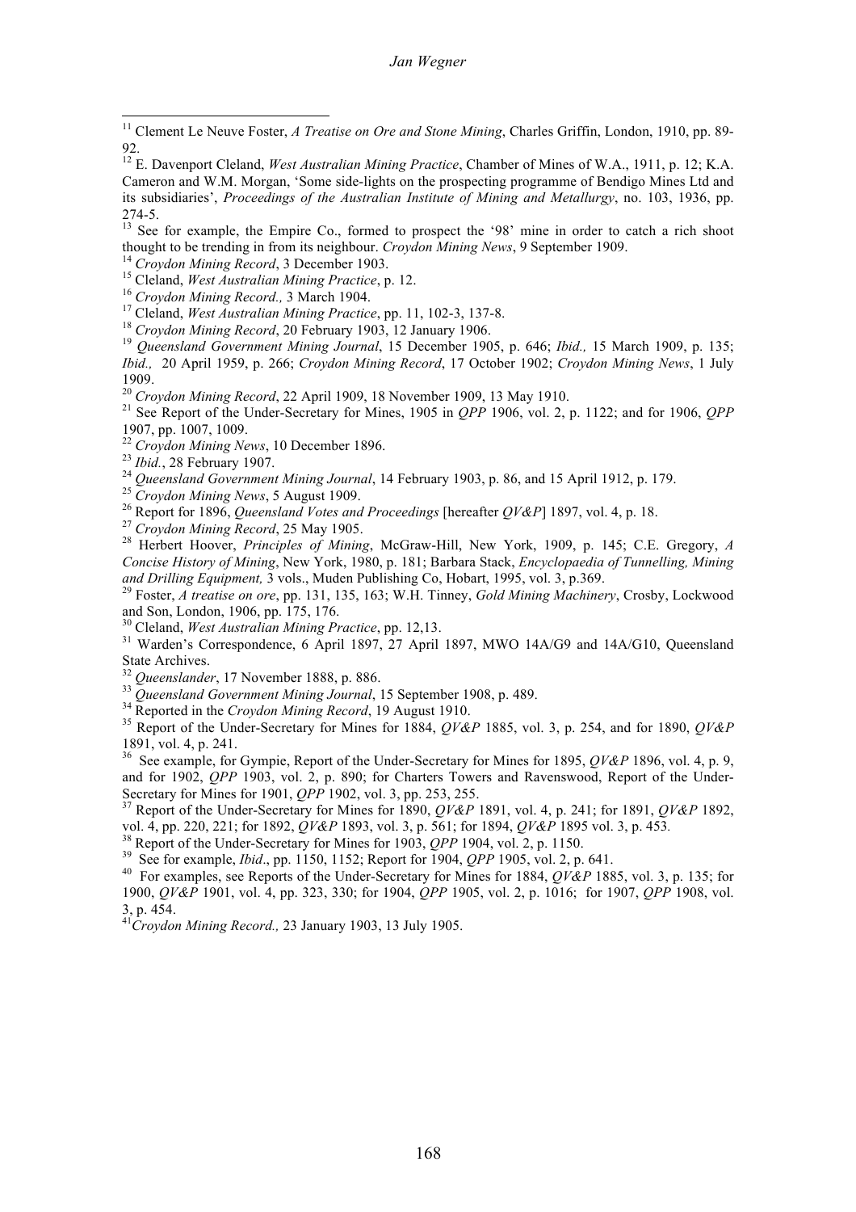[11] Clement Le Neuve Foster, *A Treatise on Ore and Stone Mining*, Charles Griffin, London, 1910, pp. 89-92.

[12] E. Davenport Cleland, *West Australian Mining Practice*, Chamber of Mines of W.A., 1911, p. 12; K.A. Cameron and W.M. Morgan, 'Some side-lights on the prospecting programme of Bendigo Mines Ltd and its subsidiaries', *Proceedings of the Australian Institute of Mining and Metallurgy*, no. 103, 1936, pp. 274-5.

[13] See for example, the Empire Co., formed to prospect the '98' mine in order to catch a rich shoot thought to be trending in from its neighbour. *Croydon Mining News*, 9 September 1909.

[14] *Croydon Mining Record*, 3 December 1903.

[15] Cleland, *West Australian Mining Practice*, p. 12.

[16] *Croydon Mining Record.,* 3 March 1904.

[17] Cleland, *West Australian Mining Practice*, pp. 11, 102-3, 137-8.

[18] *Croydon Mining Record*, 20 February 1903, 12 January 1906.

[19] *Queensland Government Mining Journal*, 15 December 1905, p. 646; *Ibid.,* 15 March 1909, p. 135; *Ibid.,* 20 April 1959, p. 266; *Croydon Mining Record*, 17 October 1902; *Croydon Mining News*, 1 July 1909.

[20] *Croydon Mining Record*, 22 April 1909, 18 November 1909, 13 May 1910.

[21] See Report of the Under-Secretary for Mines, 1905 in *QPP* 1906, vol. 2, p. 1122; and for 1906, *QPP* 1907, pp. 1007, 1009.

[22] *Croydon Mining News*, 10 December 1896.

[23] *Ibid.*, 28 February 1907.

[24] *Queensland Government Mining Journal*, 14 February 1903, p. 86, and 15 April 1912, p. 179.

[25] *Croydon Mining News*, 5 August 1909.

[26] Report for 1896, *Queensland Votes and Proceedings* [hereafter *QV&P*] 1897, vol. 4, p. 18.

[27] *Croydon Mining Record*, 25 May 1905.

[28] Herbert Hoover, *Principles of Mining*, McGraw-Hill, New York, 1909, p. 145; C.E. Gregory, *A Concise History of Mining*, New York, 1980, p. 181; Barbara Stack, *Encyclopaedia of Tunnelling, Mining and Drilling Equipment,* 3 vols., Muden Publishing Co, Hobart, 1995, vol. 3, p.369.

[29] Foster, *A treatise on ore*, pp. 131, 135, 163; W.H. Tinney, *Gold Mining Machinery*, Crosby, Lockwood and Son, London, 1906, pp. 175, 176.

[30] Cleland, *West Australian Mining Practice*, pp. 12,13.

[31] Warden's Correspondence, 6 April 1897, 27 April 1897, MWO 14A/G9 and 14A/G10, Queensland State Archives.

[32] *Queenslander*, 17 November 1888, p. 886.

[33] *Queensland Government Mining Journal*, 15 September 1908, p. 489.

[34] Reported in the *Croydon Mining Record*, 19 August 1910.

[35] Report of the Under-Secretary for Mines for 1884, *QV&P* 1885, vol. 3, p. 254, and for 1890, *QV&P* 1891, vol. 4, p. 241.

[36] See example, for Gympie, Report of the Under-Secretary for Mines for 1895, *QV&P* 1896, vol. 4, p. 9, and for 1902, *QPP* 1903, vol. 2, p. 890; for Charters Towers and Ravenswood, Report of the Under-Secretary for Mines for 1901, *QPP* 1902, vol. 3, pp. 253, 255.

[37] Report of the Under-Secretary for Mines for 1890, *QV&P* 1891, vol. 4, p. 241; for 1891, *QV&P* 1892, vol. 4, pp. 220, 221; for 1892, *QV&P* 1893, vol. 3, p. 561; for 1894, *QV&P* 1895 vol. 3, p. 453.

[38] Report of the Under-Secretary for Mines for 1903, *QPP* 1904, vol. 2, p. 1150.

[39] See for example, *Ibid*., pp. 1150, 1152; Report for 1904, *QPP* 1905, vol. 2, p. 641.

[40] For examples, see Reports of the Under-Secretary for Mines for 1884, *QV&P* 1885, vol. 3, p. 135; for 1900, *QV&P* 1901, vol. 4, pp. 323, 330; for 1904, *QPP* 1905, vol. 2, p. 1016; for 1907, *QPP* 1908, vol. 3, p. 454.

[41] *Croydon Mining Record.,* 23 January 1903, 13 July 1905.